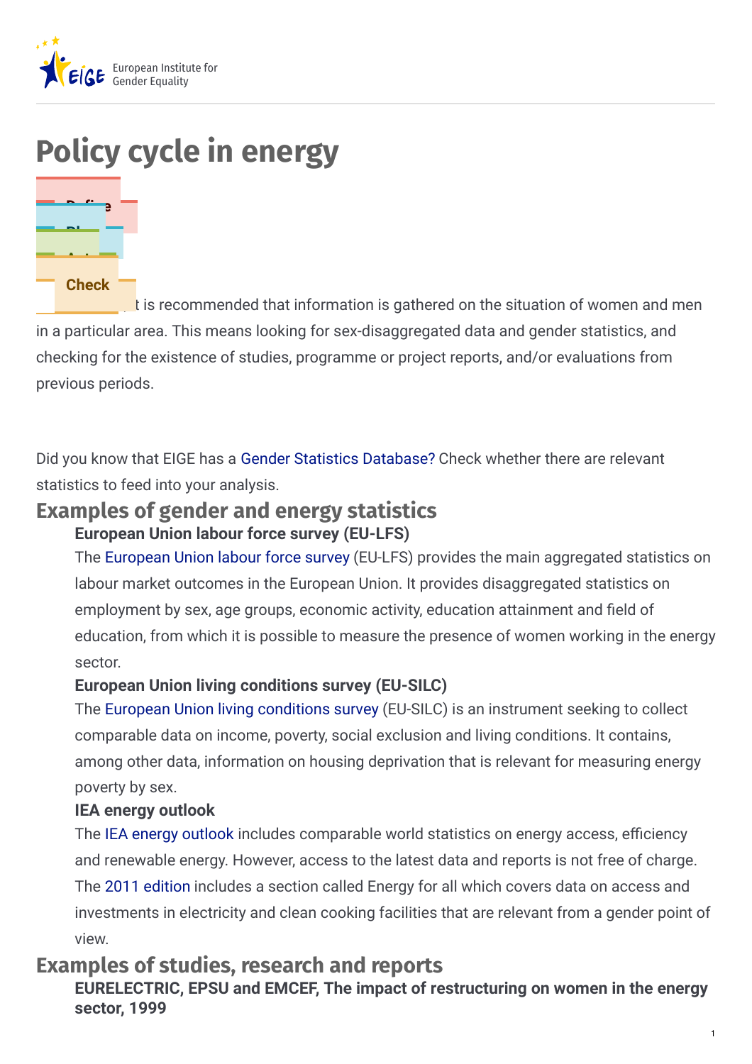# Policy cycle in energy

Define

Plan

Act

Check

It is recommended that information is gathered on the situation of women and men in a particular area. This means looking for sex-disaggregated data and gender statistics, and checking for the existence of studies, programme or project reports, and/or evaluations from previous periods.

Did you know that EIGE has a Gender Statistics Database? Check whether there are relevant statistics to feed into your analysis.

## Examples of gender and energy statistics

**European Union labour force survey (EU-LFS)**

The European Union labour force survey (EU-LFS) provides the main aggregated statistics on labour market outcomes in the European Union. It provides disaggregated statistics on employment by sex, age groups, economic activity, education attainment and field of education, from which it is possible to measure the presence of women working in the energy sector.

**European Union living conditions survey (EU-SILC)**

The European Union living conditions survey (EU-SILC) is an instrument seeking to collect comparable data on income, poverty, social exclusion and living conditions. It contains, among other data, information on housing deprivation that is relevant for measuring energy poverty by sex.

**IEA energy outlook**

The IEA energy outlook includes comparable world statistics on energy access, efficiency and renewable energy. However, access to the latest data and reports is not free of charge. The 2011 edition includes a section called Energy for all which covers data on access and investments in electricity and clean cooking facilities that are relevant from a gender point of view.

## Examples of studies, research and reports

**EURELECTRIC, EPSU and EMCEF, The impact of restructuring on women in the energy sector, 1999**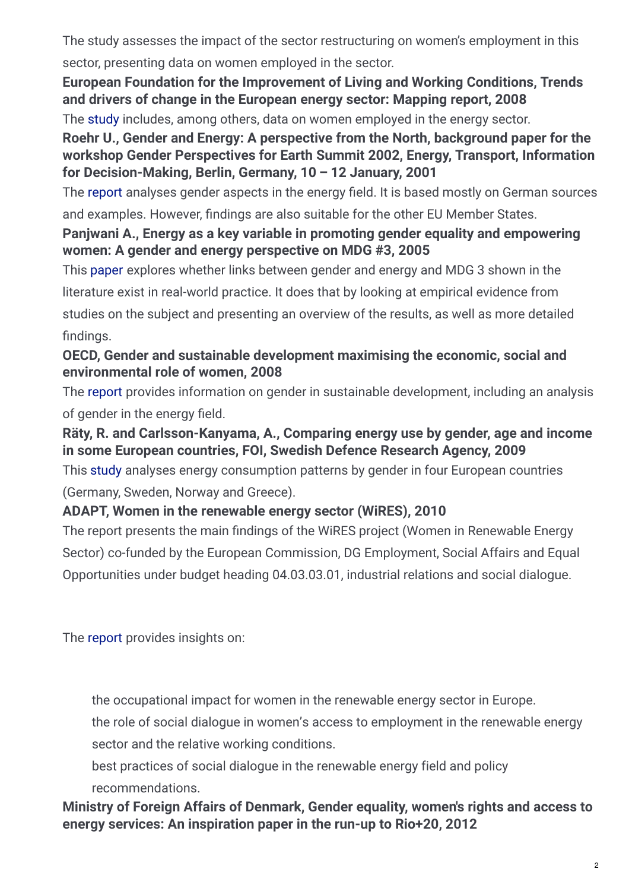The study assesses the impact of the sector restructuring on women's employment in this sector, presenting data on women employed in the sector.

**European Foundation for the Improvement of Living and Working Conditions, Trends and drivers of change in the European energy sector: Mapping report, 2008**

The study includes, among others, data on women employed in the energy sector.

**Roehr U., Gender and Energy: A perspective from the North, background paper for the workshop Gender Perspectives for Earth Summit 2002, Energy, Transport, Information for Decision-Making, Berlin, Germany, 10 – 12 January, 2001**

The report analyses gender aspects in the energy field. It is based mostly on German sources and examples. However, findings are also suitable for the other EU Member States.

**Panjwani A., Energy as a key variable in promoting gender equality and empowering women: A gender and energy perspective on MDG #3, 2005**

This paper explores whether links between gender and energy and MDG 3 shown in the literature exist in real-world practice. It does that by looking at empirical evidence from studies on the subject and presenting an overview of the results, as well as more detailed findings.

**OECD, Gender and sustainable development maximising the economic, social and environmental role of women, 2008**

The report provides information on gender in sustainable development, including an analysis of gender in the energy field.

**Räty, R. and Carlsson-Kanyama, A., Comparing energy use by gender, age and income in some European countries, FOI, Swedish Defence Research Agency, 2009**

This study analyses energy consumption patterns by gender in four European countries (Germany, Sweden, Norway and Greece).

**ADAPT, Women in the renewable energy sector (WiRES), 2010**

The report presents the main findings of the WiRES project (Women in Renewable Energy Sector) co-funded by the European Commission, DG Employment, Social Affairs and Equal Opportunities under budget heading 04.03.03.01, industrial relations and social dialogue.

The report provides insights on:

- the occupational impact for women in the renewable energy sector in Europe.
- the role of social dialogue in women's access to employment in the renewable energy sector and the relative working conditions.
- best practices of social dialogue in the renewable energy field and policy recommendations.

**Ministry of Foreign Affairs of Denmark, Gender equality, women's rights and access to energy services: An inspiration paper in the run-up to Rio+20, 2012**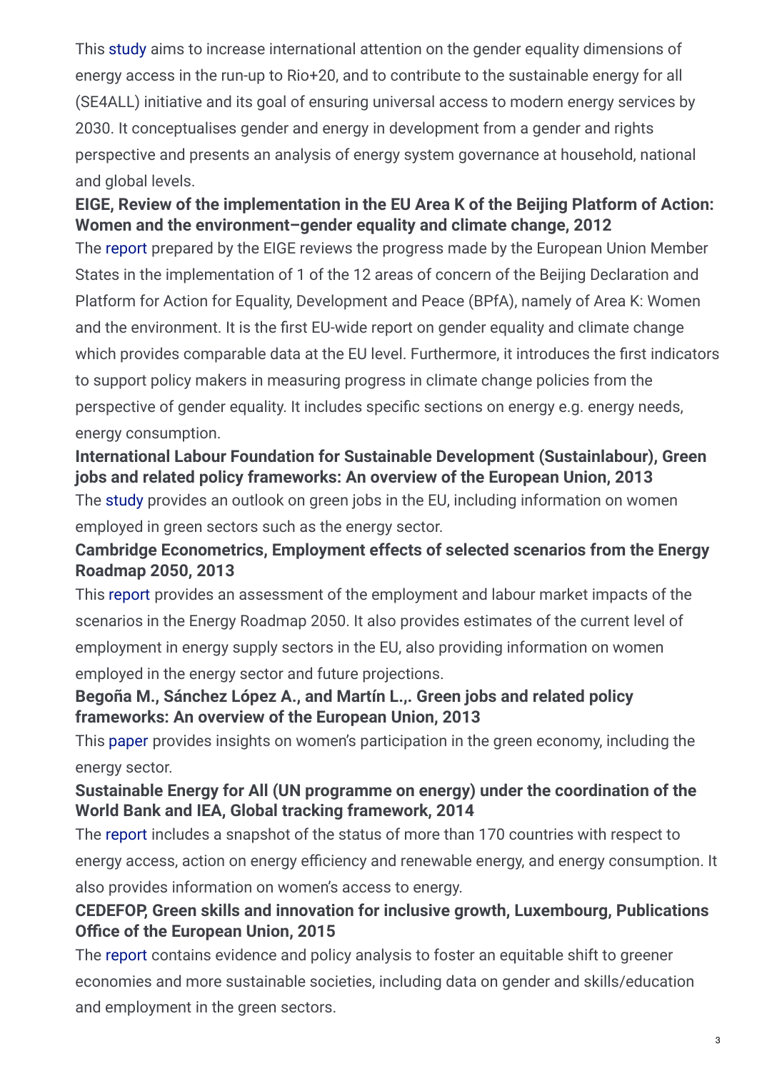This study aims to increase international attention on the gender equality dimensions of energy access in the run-up to Rio+20, and to contribute to the sustainable energy for all (SE4ALL) initiative and its goal of ensuring universal access to modern energy services by 2030. It conceptualises gender and energy in development from a gender and rights perspective and presents an analysis of energy system governance at household, national and global levels.

**EIGE, Review of the implementation in the EU Area K of the Beijing Platform of Action: Women and the environment–gender equality and climate change, 2012**

The report prepared by the EIGE reviews the progress made by the European Union Member States in the implementation of 1 of the 12 areas of concern of the Beijing Declaration and Platform for Action for Equality, Development and Peace (BPfA), namely of Area K: Women and the environment. It is the first EU-wide report on gender equality and climate change which provides comparable data at the EU level. Furthermore, it introduces the first indicators to support policy makers in measuring progress in climate change policies from the perspective of gender equality. It includes specific sections on energy e.g. energy needs, energy consumption.

**International Labour Foundation for Sustainable Development (Sustainlabour), Green jobs and related policy frameworks: An overview of the European Union, 2013**

The study provides an outlook on green jobs in the EU, including information on women employed in green sectors such as the energy sector.

**Cambridge Econometrics, Employment effects of selected scenarios from the Energy Roadmap 2050, 2013**

This report provides an assessment of the employment and labour market impacts of the scenarios in the Energy Roadmap 2050. It also provides estimates of the current level of employment in energy supply sectors in the EU, also providing information on women employed in the energy sector and future projections.

**Begoña M., Sánchez López A., and Martín L.,. Green jobs and related policy frameworks: An overview of the European Union, 2013**

This paper provides insights on women's participation in the green economy, including the energy sector.

**Sustainable Energy for All (UN programme on energy) under the coordination of the World Bank and IEA, Global tracking framework, 2014**

The report includes a snapshot of the status of more than 170 countries with respect to energy access, action on energy efficiency and renewable energy, and energy consumption. It also provides information on women's access to energy.

**CEDEFOP, Green skills and innovation for inclusive growth, Luxembourg, Publications Office of the European Union, 2015**

The report contains evidence and policy analysis to foster an equitable shift to greener economies and more sustainable societies, including data on gender and skills/education and employment in the green sectors.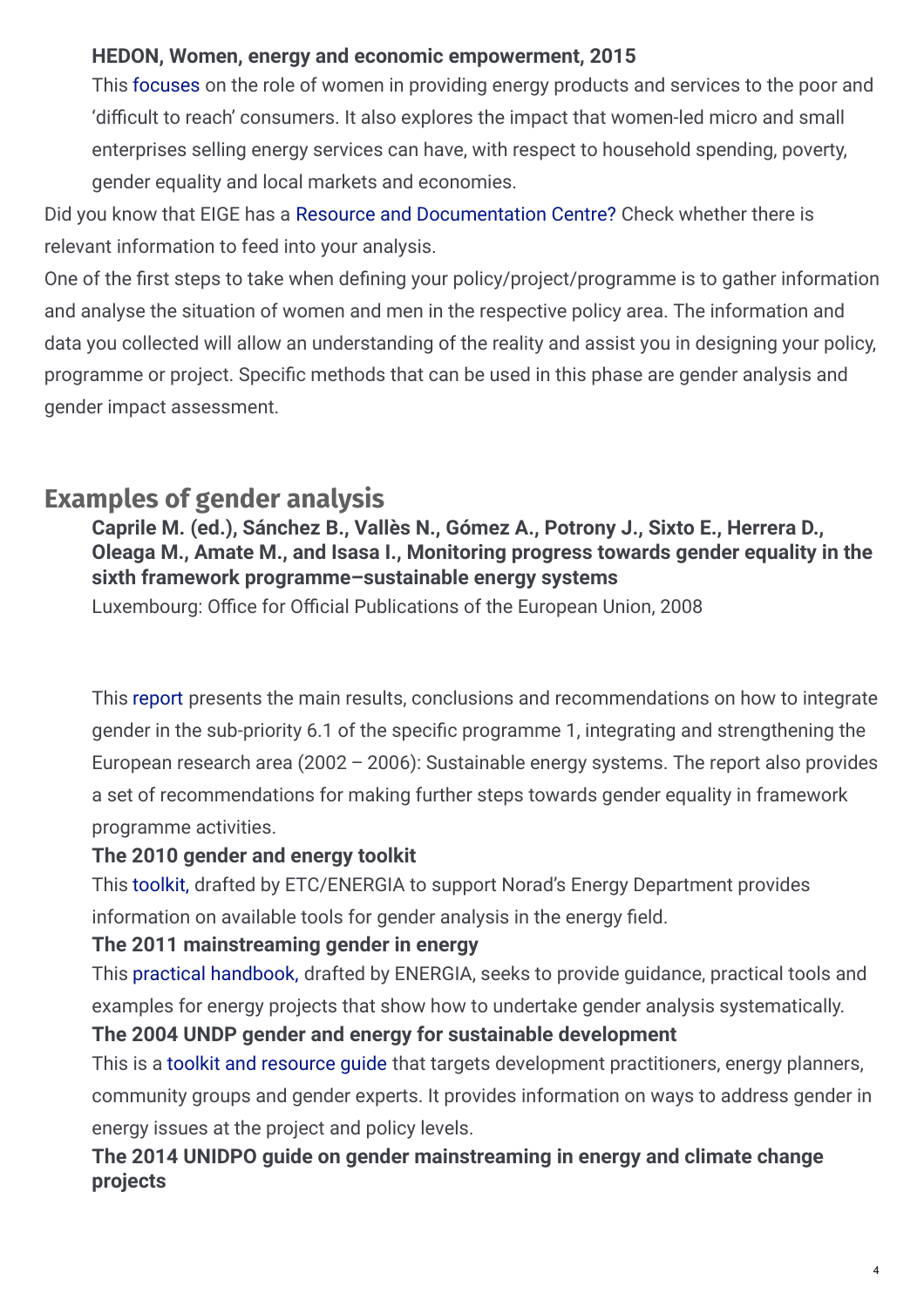**HEDON, Women, energy and economic empowerment, 2015**

This focuses on the role of women in providing energy products and services to the poor and 'difficult to reach' consumers. It also explores the impact that women-led micro and small enterprises selling energy services can have, with respect to household spending, poverty, gender equality and local markets and economies.

Did you know that EIGE has a Resource and Documentation Centre? Check whether there is relevant information to feed into your analysis.

One of the first steps to take when defining your policy/project/programme is to gather information and analyse the situation of women and men in the respective policy area. The information and data you collected will allow an understanding of the reality and assist you in designing your policy, programme or project. Specific methods that can be used in this phase are gender analysis and gender impact assessment.

## Examples of gender analysis

**Caprile M. (ed.), Sánchez B., Vallès N., Gómez A., Potrony J., Sixto E., Herrera D., Oleaga M., Amate M., and Isasa I., Monitoring progress towards gender equality in the sixth framework programme–sustainable energy systems**

Luxembourg: Office for Official Publications of the European Union, 2008

This report presents the main results, conclusions and recommendations on how to integrate gender in the sub-priority 6.1 of the specific programme 1, integrating and strengthening the European research area (2002 – 2006): Sustainable energy systems. The report also provides a set of recommendations for making further steps towards gender equality in framework programme activities.

**The 2010 gender and energy toolkit**

This toolkit, drafted by ETC/ENERGIA to support Norad's Energy Department provides information on available tools for gender analysis in the energy field.

**The 2011 mainstreaming gender in energy**

This practical handbook, drafted by ENERGIA, seeks to provide guidance, practical tools and examples for energy projects that show how to undertake gender analysis systematically.

**The 2004 UNDP gender and energy for sustainable development**

This is a toolkit and resource guide that targets development practitioners, energy planners, community groups and gender experts. It provides information on ways to address gender in energy issues at the project and policy levels.

**The 2014 UNIDPO guide on gender mainstreaming in energy and climate change projects**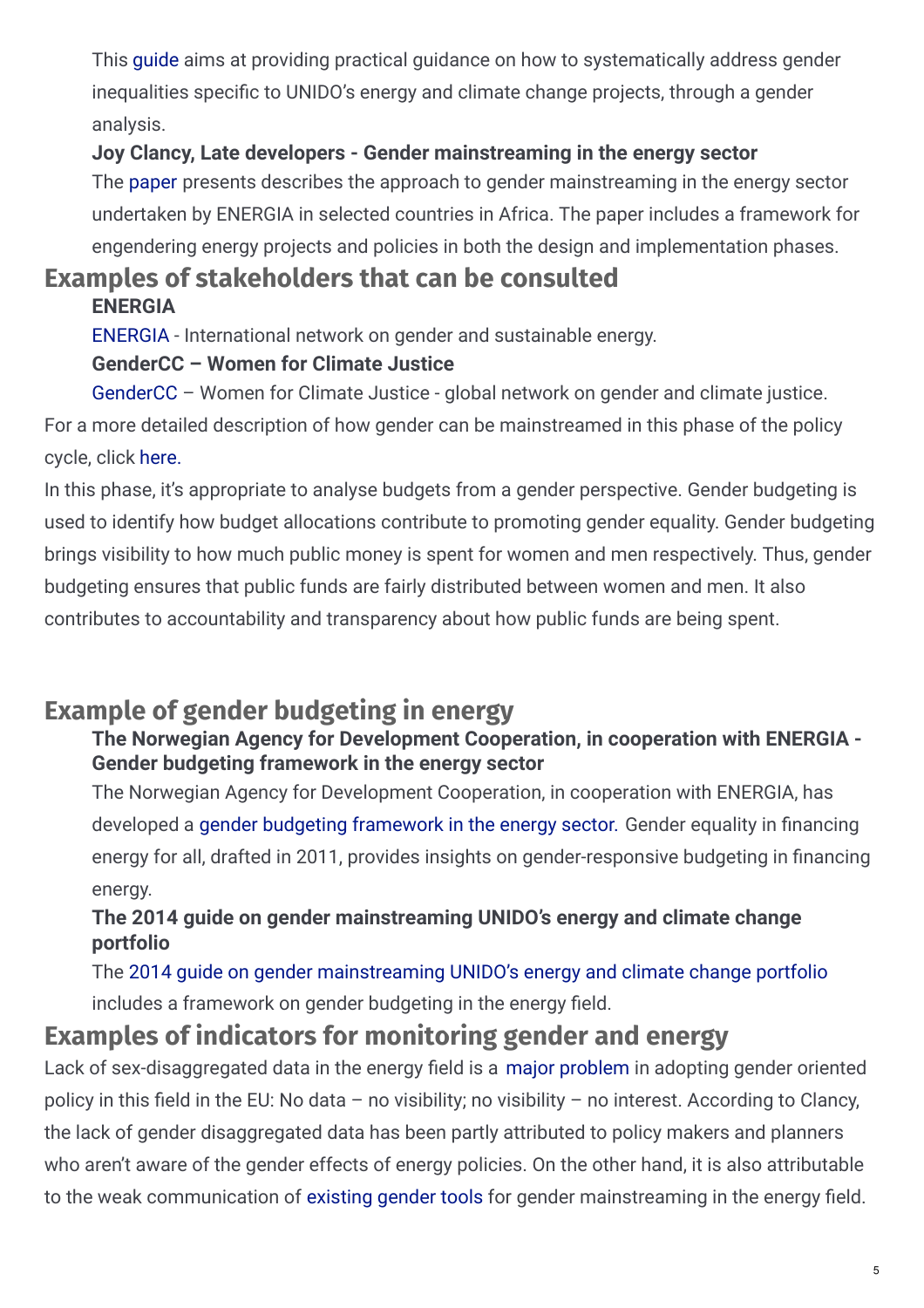This guide aims at providing practical guidance on how to systematically address gender inequalities specific to UNIDO's energy and climate change projects, through a gender analysis.

**Joy Clancy, Late developers - Gender mainstreaming in the energy sector**

The paper presents describes the approach to gender mainstreaming in the energy sector undertaken by ENERGIA in selected countries in Africa. The paper includes a framework for engendering energy projects and policies in both the design and implementation phases.

## Examples of stakeholders that can be consulted

**ENERGIA**

ENERGIA - International network on gender and sustainable energy.

**GenderCC – Women for Climate Justice**

GenderCC – Women for Climate Justice - global network on gender and climate justice.

For a more detailed description of how gender can be mainstreamed in this phase of the policy cycle, click here.

In this phase, it's appropriate to analyse budgets from a gender perspective. Gender budgeting is used to identify how budget allocations contribute to promoting gender equality. Gender budgeting brings visibility to how much public money is spent for women and men respectively. Thus, gender budgeting ensures that public funds are fairly distributed between women and men. It also contributes to accountability and transparency about how public funds are being spent.

## Example of gender budgeting in energy

**The Norwegian Agency for Development Cooperation, in cooperation with ENERGIA - Gender budgeting framework in the energy sector**

The Norwegian Agency for Development Cooperation, in cooperation with ENERGIA, has developed a gender budgeting framework in the energy sector. Gender equality in financing energy for all, drafted in 2011, provides insights on gender-responsive budgeting in financing energy.

**The 2014 guide on gender mainstreaming UNIDO's energy and climate change portfolio**

The 2014 guide on gender mainstreaming UNIDO's energy and climate change portfolio includes a framework on gender budgeting in the energy field.

## Examples of indicators for monitoring gender and energy

Lack of sex-disaggregated data in the energy field is a major problem in adopting gender oriented policy in this field in the EU: No data – no visibility; no visibility – no interest. According to Clancy, the lack of gender disaggregated data has been partly attributed to policy makers and planners who aren't aware of the gender effects of energy policies. On the other hand, it is also attributable to the weak communication of existing gender tools for gender mainstreaming in the energy field.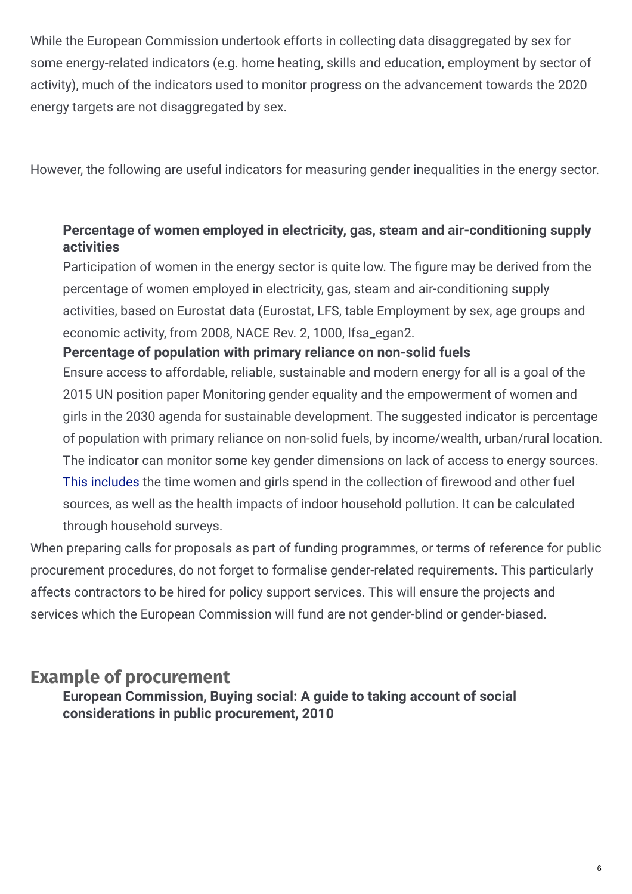While the European Commission undertook efforts in collecting data disaggregated by sex for some energy-related indicators (e.g. home heating, skills and education, employment by sector of activity), much of the indicators used to monitor progress on the advancement towards the 2020 energy targets are not disaggregated by sex.

However, the following are useful indicators for measuring gender inequalities in the energy sector.

**Percentage of women employed in electricity, gas, steam and air-conditioning supply activities**

Participation of women in the energy sector is quite low. The figure may be derived from the percentage of women employed in electricity, gas, steam and air-conditioning supply activities, based on Eurostat data (Eurostat, LFS, table Employment by sex, age groups and economic activity, from 2008, NACE Rev. 2, 1000, lfsa_egan2.

**Percentage of population with primary reliance on non-solid fuels**

Ensure access to affordable, reliable, sustainable and modern energy for all is a goal of the 2015 UN position paper Monitoring gender equality and the empowerment of women and girls in the 2030 agenda for sustainable development. The suggested indicator is percentage of population with primary reliance on non-solid fuels, by income/wealth, urban/rural location. The indicator can monitor some key gender dimensions on lack of access to energy sources. This includes the time women and girls spend in the collection of firewood and other fuel sources, as well as the health impacts of indoor household pollution. It can be calculated through household surveys.

When preparing calls for proposals as part of funding programmes, or terms of reference for public procurement procedures, do not forget to formalise gender-related requirements. This particularly affects contractors to be hired for policy support services. This will ensure the projects and services which the European Commission will fund are not gender-blind or gender-biased.

## Example of procurement

**European Commission, Buying social: A guide to taking account of social considerations in public procurement, 2010**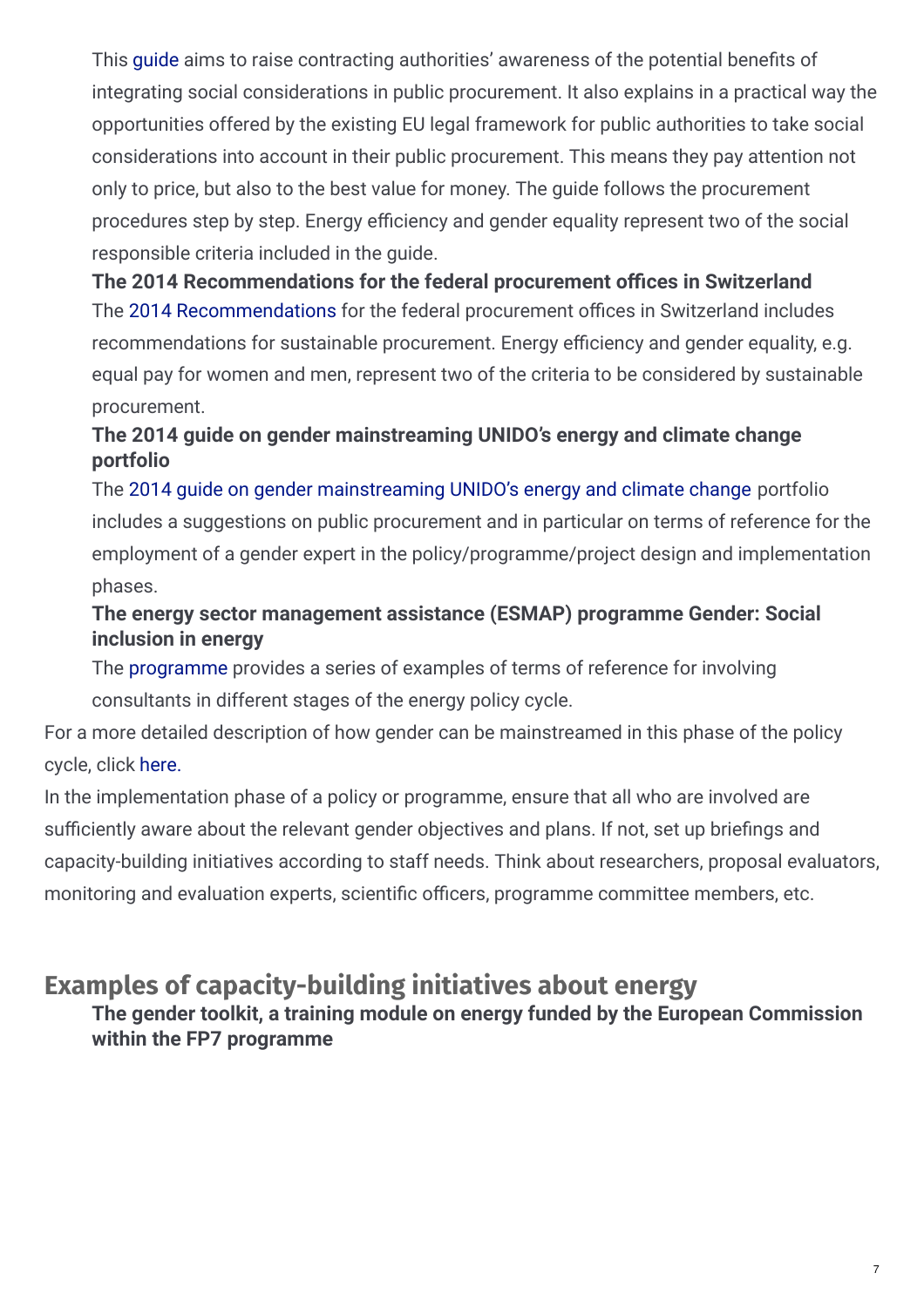This guide aims to raise contracting authorities' awareness of the potential benefits of integrating social considerations in public procurement. It also explains in a practical way the opportunities offered by the existing EU legal framework for public authorities to take social considerations into account in their public procurement. This means they pay attention not only to price, but also to the best value for money. The guide follows the procurement procedures step by step. Energy efficiency and gender equality represent two of the social responsible criteria included in the guide.

**The 2014 Recommendations for the federal procurement offices in Switzerland**

The 2014 Recommendations for the federal procurement offices in Switzerland includes recommendations for sustainable procurement. Energy efficiency and gender equality, e.g. equal pay for women and men, represent two of the criteria to be considered by sustainable procurement.

**The 2014 guide on gender mainstreaming UNIDO's energy and climate change portfolio**

The 2014 guide on gender mainstreaming UNIDO's energy and climate change portfolio includes a suggestions on public procurement and in particular on terms of reference for the employment of a gender expert in the policy/programme/project design and implementation phases.

**The energy sector management assistance (ESMAP) programme Gender: Social inclusion in energy**

The programme provides a series of examples of terms of reference for involving consultants in different stages of the energy policy cycle.

For a more detailed description of how gender can be mainstreamed in this phase of the policy cycle, click here.

In the implementation phase of a policy or programme, ensure that all who are involved are sufficiently aware about the relevant gender objectives and plans. If not, set up briefings and capacity-building initiatives according to staff needs. Think about researchers, proposal evaluators, monitoring and evaluation experts, scientific officers, programme committee members, etc.

## Examples of capacity-building initiatives about energy

**The gender toolkit, a training module on energy funded by the European Commission within the FP7 programme**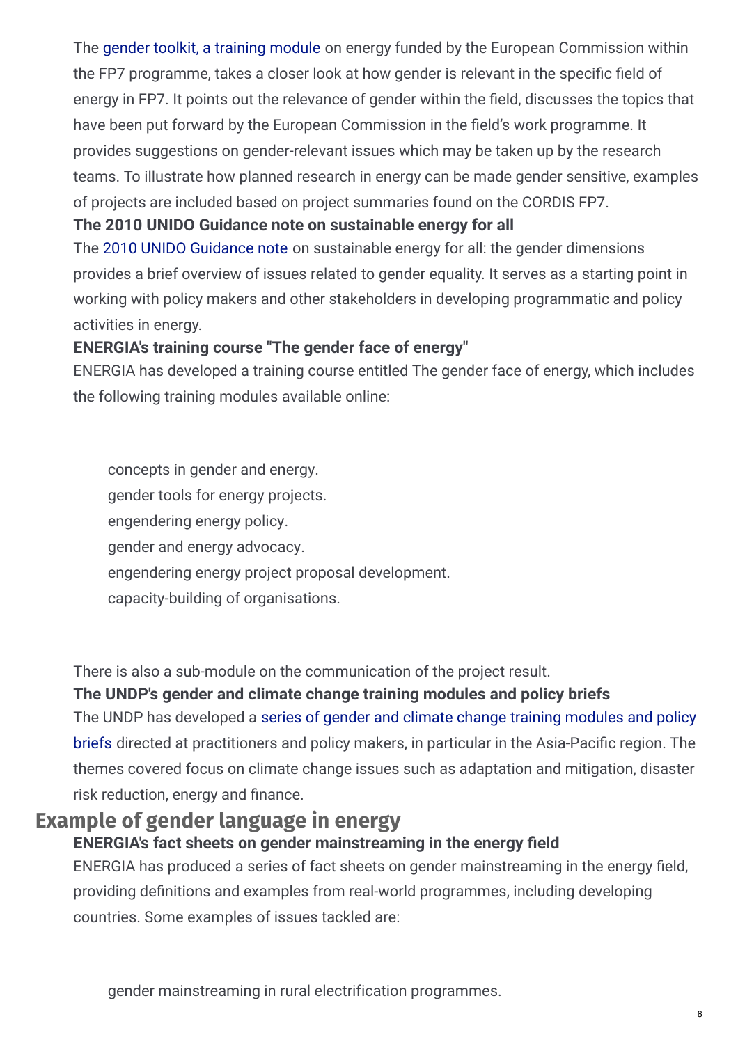The gender toolkit, a training module on energy funded by the European Commission within the FP7 programme, takes a closer look at how gender is relevant in the specific field of energy in FP7. It points out the relevance of gender within the field, discusses the topics that have been put forward by the European Commission in the field's work programme. It provides suggestions on gender-relevant issues which may be taken up by the research teams. To illustrate how planned research in energy can be made gender sensitive, examples of projects are included based on project summaries found on the CORDIS FP7.

### The 2010 UNIDO Guidance note on sustainable energy for all

The 2010 UNIDO Guidance note on sustainable energy for all: the gender dimensions provides a brief overview of issues related to gender equality. It serves as a starting point in working with policy makers and other stakeholders in developing programmatic and policy activities in energy.

### ENERGIA's training course "The gender face of energy"

ENERGIA has developed a training course entitled The gender face of energy, which includes the following training modules available online:

- concepts in gender and energy.
- gender tools for energy projects.
- engendering energy policy.
- gender and energy advocacy.
- engendering energy project proposal development.
- capacity-building of organisations.

There is also a sub-module on the communication of the project result.

### The UNDP's gender and climate change training modules and policy briefs

The UNDP has developed a series of gender and climate change training modules and policy briefs directed at practitioners and policy makers, in particular in the Asia-Pacific region. The themes covered focus on climate change issues such as adaptation and mitigation, disaster risk reduction, energy and finance.

## Example of gender language in energy

### ENERGIA's fact sheets on gender mainstreaming in the energy field

ENERGIA has produced a series of fact sheets on gender mainstreaming in the energy field, providing definitions and examples from real-world programmes, including developing countries. Some examples of issues tackled are:

- gender mainstreaming in rural electrification programmes.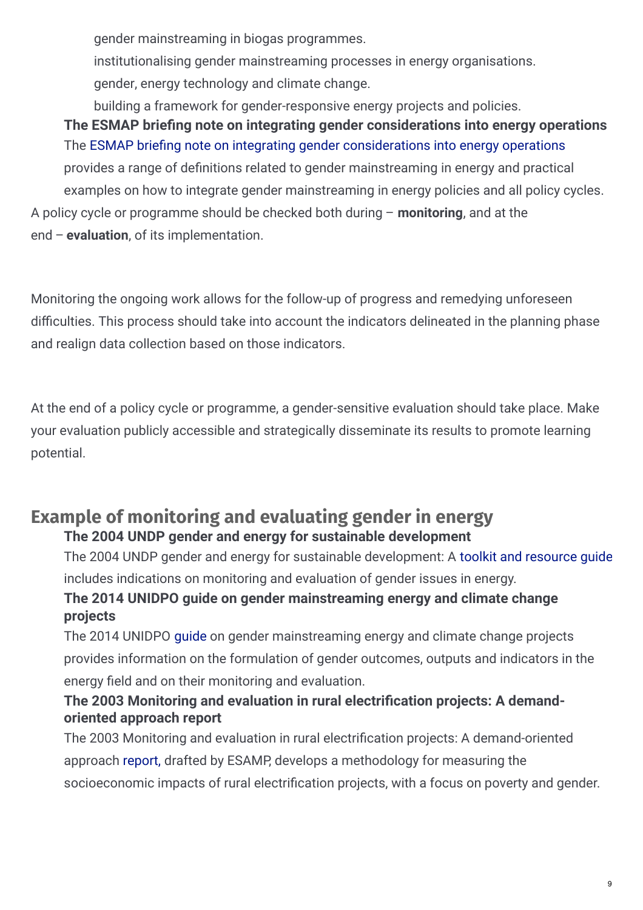- gender mainstreaming in biogas programmes.
- institutionalising gender mainstreaming processes in energy organisations.
- gender, energy technology and climate change.
- building a framework for gender-responsive energy projects and policies.

**The ESMAP briefing note on integrating gender considerations into energy operations**

The ESMAP briefing note on integrating gender considerations into energy operations provides a range of definitions related to gender mainstreaming in energy and practical examples on how to integrate gender mainstreaming in energy policies and all policy cycles.

A policy cycle or programme should be checked both during – **monitoring**, and at the end – **evaluation**, of its implementation.

Monitoring the ongoing work allows for the follow-up of progress and remedying unforeseen difficulties. This process should take into account the indicators delineated in the planning phase and realign data collection based on those indicators.

At the end of a policy cycle or programme, a gender-sensitive evaluation should take place. Make your evaluation publicly accessible and strategically disseminate its results to promote learning potential.

## Example of monitoring and evaluating gender in energy

**The 2004 UNDP gender and energy for sustainable development**

The 2004 UNDP gender and energy for sustainable development: A toolkit and resource guide includes indications on monitoring and evaluation of gender issues in energy.

**The 2014 UNIDPO guide on gender mainstreaming energy and climate change projects**

The 2014 UNIDPO guide on gender mainstreaming energy and climate change projects provides information on the formulation of gender outcomes, outputs and indicators in the energy field and on their monitoring and evaluation.

**The 2003 Monitoring and evaluation in rural electrification projects: A demand-oriented approach report**

The 2003 Monitoring and evaluation in rural electrification projects: A demand-oriented approach report, drafted by ESAMP, develops a methodology for measuring the socioeconomic impacts of rural electrification projects, with a focus on poverty and gender.